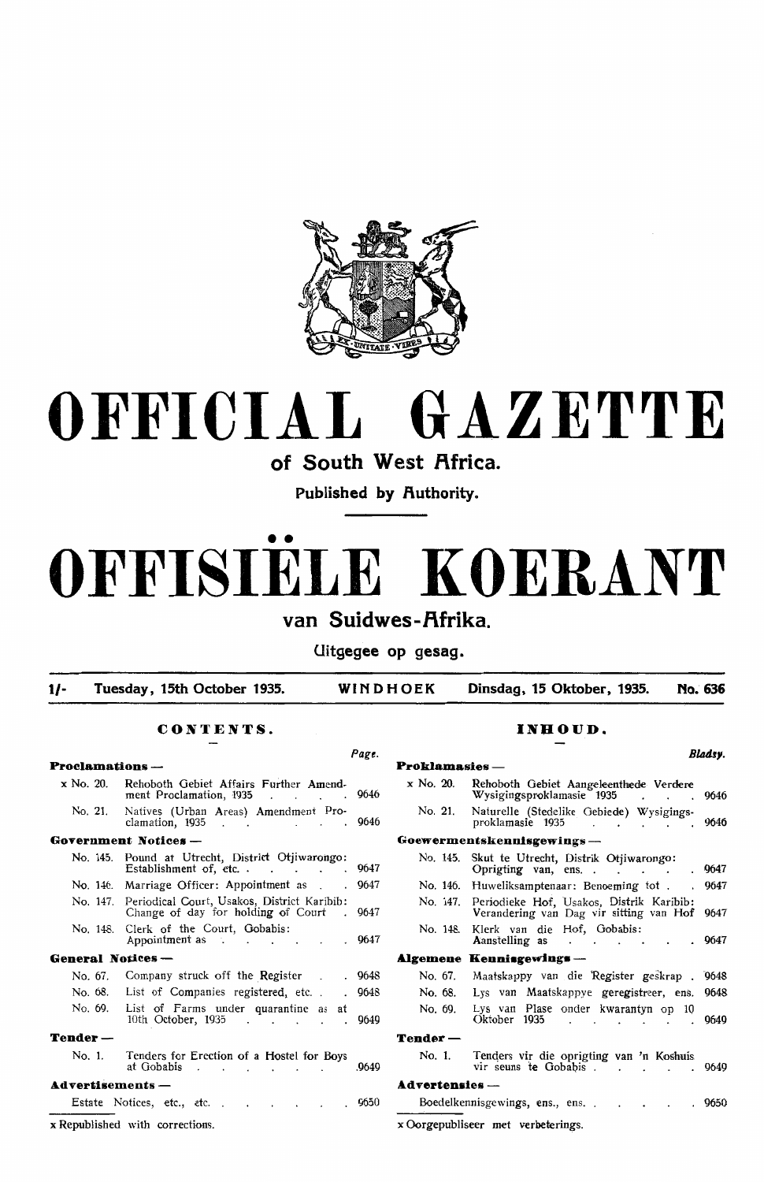# OFFICIAL GAZETTE

## of South West Africa.

**Published by Authority.**

# OFFISIËLE KOERANT

## van Suidwes-Afrika.

**Uitgegee op gesag.**

**1/- Tuesday, 15th October 1935. WINDHOEK Dinsdag, 15 Oktober, 1935. No. 636**

## CONTENTS.

| | | Page. |
|---|---|---|
| **Proclamations —** | | |
| x No. 20. | Rehoboth Gebiet Affairs Further Amendment Proclamation, 1935 | 9646 |
| No. 21. | Natives (Urban Areas) Amendment Proclamation, 1935 | 9646 |
| **Government Notices —** | | |
| No. 145. | Pound at Utrecht, District Otjiwarongo: Establishment of, etc. | 9647 |
| No. 146. | Marriage Officer: Appointment as | 9647 |
| No. 147. | Periodical Court, Usakos, District Karibib: Change of day for holding of Court | 9647 |
| No. 148. | Clerk of the Court, Gobabis: Appointment as | 9647 |
| **General Notices —** | | |
| No. 67. | Company struck off the Register | 9648 |
| No. 68. | List of Companies registered, etc. | 9648 |
| No. 69. | List of Farms under quarantine as at 10th October, 1935 | 9649 |
| **Tender —** | | |
| No. 1. | Tenders for Erection of a Hostel for Boys at Gobabis | 9649 |
| **Advertisements —** | | |
| | Estate Notices, etc., etc. | 9650 |

x Republished with corrections.

## INHOUD.

| | | Bladsy. |
|---|---|---|
| **Proklamasies —** | | |
| x No. 20. | Rehoboth Gebiet Aangeleenthede Verdere Wysigingsproklamasie 1935 | 9646 |
| No. 21. | Naturelle (Stedelike Gebiede) Wysigingsproklamasie 1935 | 9646 |
| **Goewermentskennisgewings —** | | |
| No. 145. | Skut te Utrecht, Distrik Otjiwarongo: Oprigting van, ens. | 9647 |
| No. 146. | Huweliksamptenaar: Benoeming tot | 9647 |
| No. 147. | Periodieke Hof, Usakos, Distrik Karibib: Verandering van Dag vir sitting van Hof | 9647 |
| No. 148. | Klerk van die Hof, Gobabis: Aanstelling as | 9647 |
| **Algemene Kennisgewings —** | | |
| No. 67. | Maatskappy van die Register geskrap | 9648 |
| No. 68. | Lys van Maatskappye geregistreer, ens. | 9648 |
| No. 69. | Lys van Plase onder kwarantyn op 10 Oktober 1935 | 9649 |
| **Tender —** | | |
| No. 1. | Tenders vir die oprigting van 'n Koshuis vir seuns te Gobabis | 9649 |
| **Advertensies —** | | |
| | Boedelkennisgewings, ens., ens. | 9650 |

x Oorgepubliseer met verbeterings.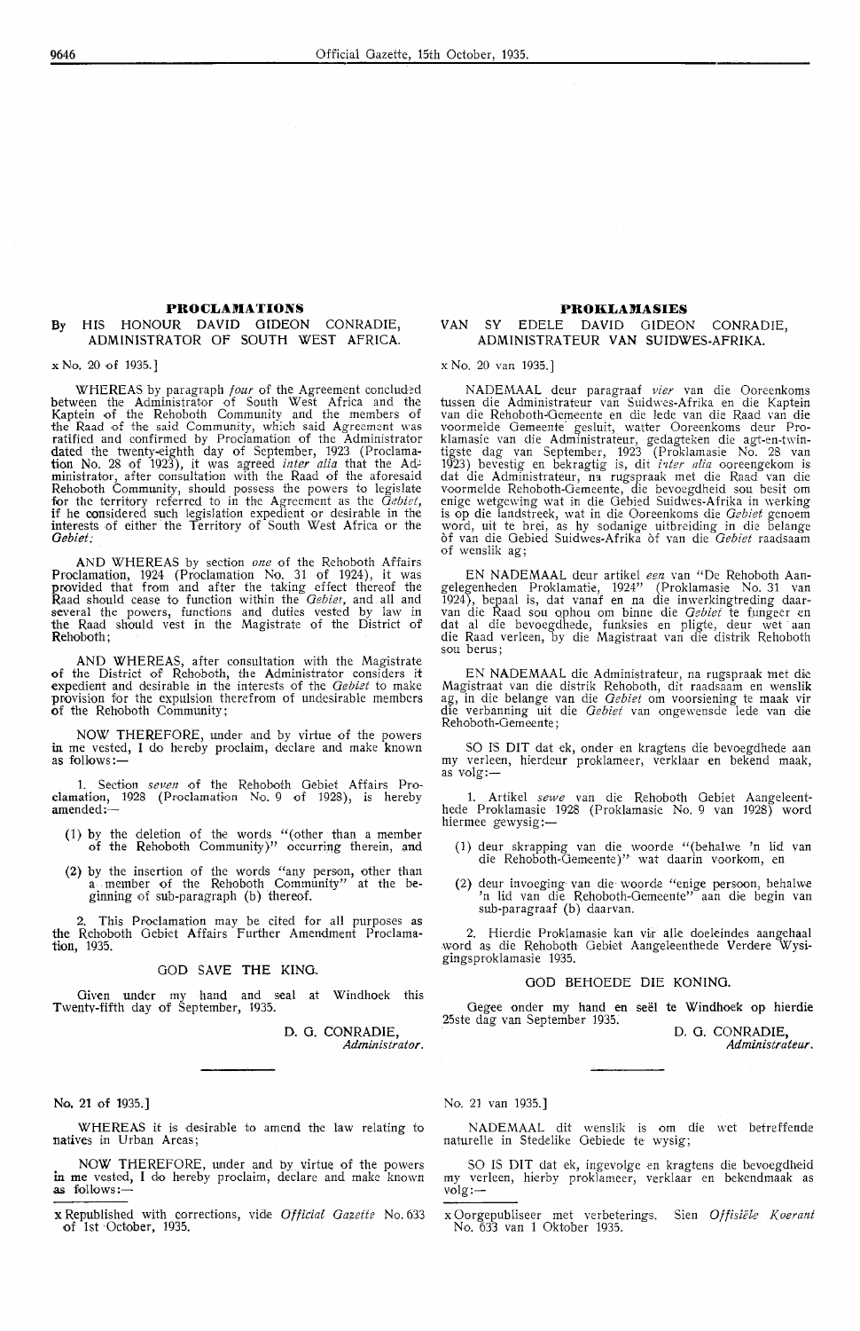## PROCLAMATIONS

### By HIS HONOUR DAVID GIDEON CONRADIE, ADMINISTRATOR OF SOUTH WEST AFRICA.

x No. 20 of 1935.]

WHEREAS by paragraph *four* of the Agreement concluded between the Administrator of South West Africa and the Kaptein of the Rehoboth Community and the members of the Raad of the said Community, which said Agreement was ratified and confirmed by Proclamation of the Administrator dated the twenty-eighth day of September, 1923 (Proclamation No. 28 of 1923), it was agreed *inter alia* that the Administrator, after consultation with the Raad of the aforesaid Rehoboth Community, should possess the powers to legislate for the territory referred to in the Agreement as the *Gebiet*, if he considered such legislation expedient or desirable in the interests of either the Territory of South West Africa or the *Gebiet*;

AND WHEREAS by section *one* of the Rehoboth Affairs Proclamation, 1924 (Proclamation No. 31 of 1924), it was provided that from and after the taking effect thereof the Raad should cease to function within the *Gebiet*, and all and several the powers, functions and duties vested by law in the Raad should vest in the Magistrate of the District of Rehoboth;

AND WHEREAS, after consultation with the Magistrate of the District of Rehoboth, the Administrator considers it expedient and desirable in the interests of the *Gebiet* to make provision for the expulsion therefrom of undesirable members of the Rehoboth Community;

NOW THEREFORE, under and by virtue of the powers in me vested, I do hereby proclaim, declare and make known as follows:—

1. Section *seven* of the Rehoboth Gebiet Affairs Proclamation, 1928 (Proclamation No. 9 of 1928), is hereby amended:—

(1) by the deletion of the words "(other than a member of the Rehoboth Community)" occurring therein, and

(2) by the insertion of the words "any person, other than a member of the Rehoboth Community" at the beginning of sub-paragraph (b) thereof.

2. This Proclamation may be cited for all purposes as the Rehoboth Gebiet Affairs Further Amendment Proclamation, 1935.

GOD SAVE THE KING.

Given under my hand and seal at Windhoek this Twenty-fifth day of September, 1935.

D. G. CONRADIE,
*Administrator.*

---

No. 21 of 1935.]

WHEREAS it is desirable to amend the law relating to natives in Urban Areas;

NOW THEREFORE, under and by virtue of the powers in me vested, I do hereby proclaim, declare and make known as follows:—

x Republished with corrections, vide *Official Gazette* No. 633 of 1st October, 1935.

## PROKLAMASIES

### VAN SY EDELE DAVID GIDEON CONRADIE, ADMINISTRATEUR VAN SUIDWES-AFRIKA.

x No. 20 van 1935.]

NADEMAAL deur paragraaf *vier* van die Ooreenkoms tussen die Administrateur van Suidwes-Afrika en die Kaptein van die Rehoboth-Gemeente en die lede van die Raad van die voormelde Gemeente gesluit, watter Ooreenkoms deur Proklamasie van die Administrateur, gedagteken die agt-en-twintigste dag van September, 1923 (Proklamasie No. 28 van 1923) bevestig en bekragtig is, dit *inter alia* ooreengekom is dat die Administrateur, na rugspraak met die Raad van die voormelde Rehoboth-Gemeente, die bevoegdheid sou besit om enige wetgewing wat in die Gebied Suidwes-Afrika in werking is op die landstreek, wat in die Ooreenkoms die *Gebiet* genoem word, uit te brei, as hy sodanige uitbreiding in die belange òf van die Gebied Suidwes-Afrika òf van die *Gebiet* raadsaam of wenslik ag;

EN NADEMAAL deur artikel *een* van "De Rehoboth Aangelegenheden Proklamatie, 1924" (Proklamasie No. 31 van 1924), bepaal is, dat vanaf en na die inwerkingtreding daarvan die Raad sou ophou om binne die *Gebiet* te fungeer en dat al die bevoegdhede, funksies en pligte, deur wet aan die Raad verleen, by die Magistraat van die distrik Rehoboth sou berus;

EN NADEMAAL die Administrateur, na rugspraak met die Magistraat van die distrik Rehoboth, dit raadsaam en wenslik ag, in die belange van die *Gebiet* om voorsiening te maak vir die verbanning uit die *Gebiet* van ongewensde lede van die Rehoboth-Gemeente;

SO IS DIT dat ek, onder en kragtens die bevoegdhede aan my verleen, hierdeur proklameer, verklaar en bekend maak, as volg:—

1. Artikel *sewe* van die Rehoboth Gebiet Aangeleenthede Proklamasie 1928 (Proklamasie No. 9 van 1928) word hiermee gewysig:—

(1) deur skrapping van die woorde "(behalwe 'n lid van die Rehoboth-Gemeente)" wat daarin voorkom, en

(2) deur invoeging van die woorde "enige persoon, behalwe 'n lid van die Rehoboth-Gemeente" aan die begin van sub-paragraaf (b) daarvan.

2. Hierdie Proklamasie kan vir alle doeleindes aangehaal word as die Rehoboth Gebiet Aangeleenthede Verdere Wysigingsproklamasie 1935.

GOD BEHOEDE DIE KONING.

Gegee onder my hand en seël te Windhoek op hierdie 25ste dag van September 1935.

D. G. CONRADIE,
*Administrateur.*

---

No. 21 van 1935.]

NADEMAAL dit wenslik is om die wet betreffende naturelle in Stedelike Gebiede te wysig;

SO IS DIT dat ek, ingevolge en kragtens die bevoegdheid my verleen, hierby proklameer, verklaar en bekendmaak as volg:—

x Oorgepubliseer met verbeterings. Sien *Offisiële Koerant* No. 633 van 1 Oktober 1935.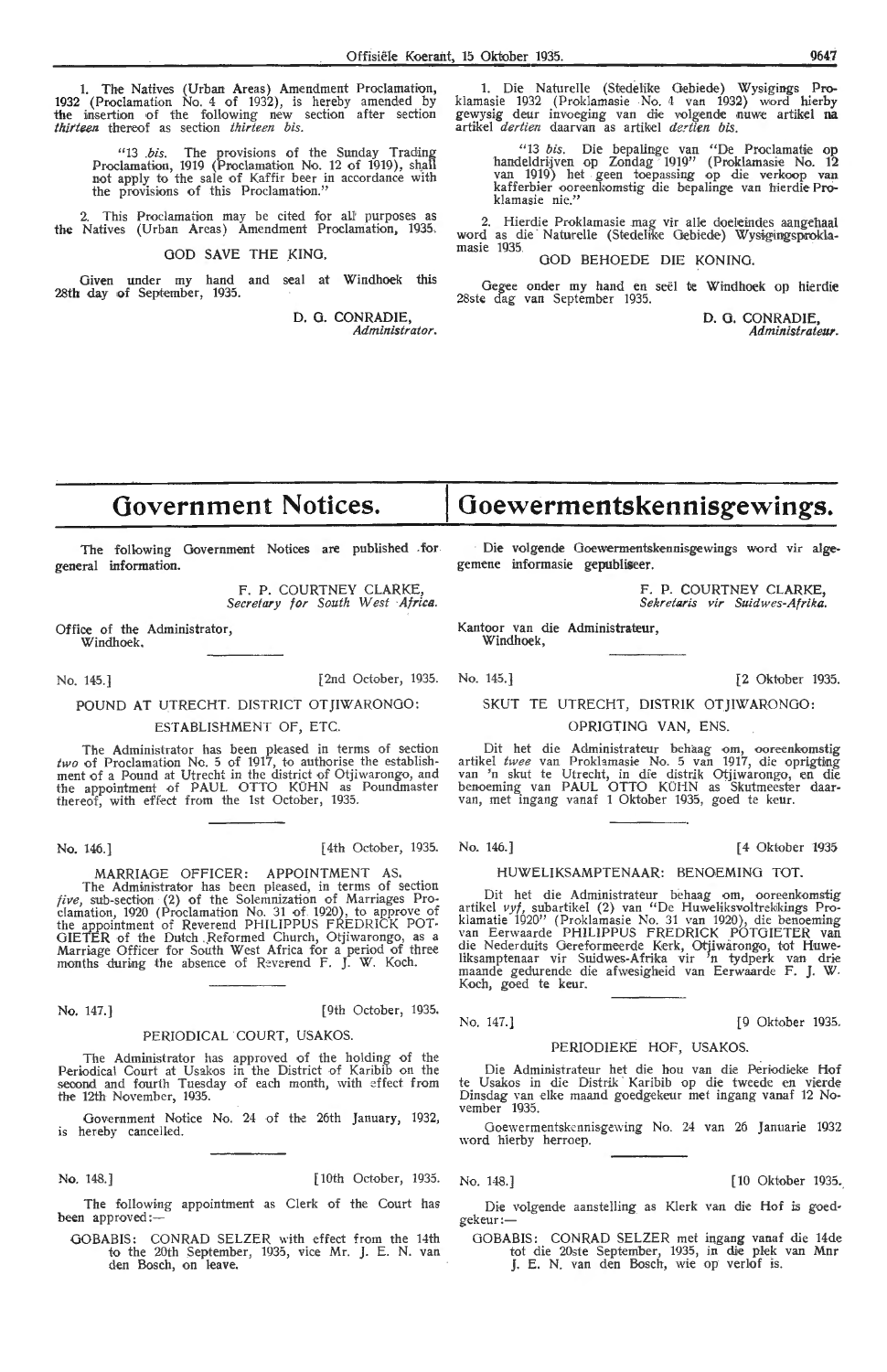1. The Natives (Urban Areas) Amendment Proclamation, 1932 (Proclamation No. 4 of 1932), is hereby amended by the insertion of the following new section after section *thirteen* thereof as section *thirteen bis.*

> "13 *bis.* The provisions of the Sunday Trading Proclamation, 1919 (Proclamation No. 12 of 1919), shall not apply to the sale of Kaffir beer in accordance with the provisions of this Proclamation."

2. This Proclamation may be cited for all purposes as the Natives (Urban Areas) Amendment Proclamation, 1935.

GOD SAVE THE KING.

Given under my hand and seal at Windhoek this 28th day of September, 1935.

D. G. CONRADIE,
*Administrator.*

1. Die Naturelle (Stedelike Gebiede) Wysigings Proklamasie 1932 (Proklamasie No. 4 van 1932) word hierby gewysig deur invoeging van die volgende nuwe artikel na artikel *dertien* daarvan as artikel *dertien bis.*

> "13 *bis.* Die bepalinge van "De Proclamatie op handeldrijven op Zondag 1919" (Proklamasie No. 12 van 1919) het geen toepassing op die verkoop van kafferbier ooreenkomstig die bepalinge van hierdie Proklamasie nie."

2. Hierdie Proklamasie mag vir alle doeleindes aangehaal word as die Naturelle (Stedelike Gebiede) Wysigingsproklamasie 1935.

GOD BEHOEDE DIE KONING.

Gegee onder my hand en seël te Windhoek op hierdie 28ste dag van September 1935.

D. G. CONRADIE,
*Administrateur.*

# Government Notices.

The following Government Notices are published for general information.

F. P. COURTNEY CLARKE,
*Secretary for South West Africa.*

Office of the Administrator,
Windhoek.

No. 145.] [2nd October, 1935.

POUND AT UTRECHT. DISTRICT OTJIWARONGO: ESTABLISHMENT OF, ETC.

The Administrator has been pleased in terms of section *two* of Proclamation No. 5 of 1917, to authorise the establishment of a Pound at Utrecht in the district of Otjiwarongo, and the appointment of PAUL OTTO KÜHN as Poundmaster thereof, with effect from the 1st October, 1935.

No. 146.] [4th October, 1935.

MARRIAGE OFFICER: APPOINTMENT AS.

The Administrator has been pleased, in terms of section *five*, sub-section (2) of the Solemnization of Marriages Proclamation, 1920 (Proclamation No. 31 of 1920), to approve of the appointment of Reverend PHILIPPUS FREDRICK POTGIETER of the Dutch Reformed Church, Otjiwarongo, as a Marriage Officer for South West Africa for a period of three months during the absence of Reverend F. J. W. Koch.

No. 147.] [9th October, 1935.

PERIODICAL COURT, USAKOS.

The Administrator has approved of the holding of the Periodical Court at Usakos in the District of Karibib on the second and fourth Tuesday of each month, with effect from the 12th November, 1935.

Government Notice No. 24 of the 26th January, 1932, is hereby cancelled.

No. 148.] [10th October, 1935.

The following appointment as Clerk of the Court has been approved:—

GOBABIS: CONRAD SELZER with effect from the 14th to the 20th September, 1935, vice Mr. J. E. N. van den Bosch, on leave.

# Goewermentskennisgewings.

Die volgende Goewermentskennisgewings word vir algemene informasie gepubliseer.

F. P. COURTNEY CLARKE,
*Sekretaris vir Suidwes-Afrika.*

Kantoor van die Administrateur,
Windhoek,

No. 145.] [2 Oktober 1935.

SKUT TE UTRECHT, DISTRIK OTJIWARONGO: OPRIGTING VAN, ENS.

Dit het die Administrateur behaag om, ooreenkomstig artikel *twee* van Proklamasie No. 5 van 1917, die oprigting van 'n skut te Utrecht, in die distrik Otjiwarongo, en die benoeming van PAUL OTTO KÜHN as Skutmeester daarvan, met ingang vanaf 1 Oktober 1935, goed te keur.

No. 146.] [4 Oktober 1935

HUWELIKSAMPTENAAR: BENOEMING TOT.

Dit het die Administrateur behaag om, ooreenkomstig artikel *vyf*, subartikel (2) van "De Huweliksvoltrekkings Proklamatie 1920" (Proklamasie No. 31 van 1920), die benoeming van Eerwaarde PHILIPPUS FREDRICK POTGIETER van die Nederduits Gereformeerde Kerk, Otjiwarongo, tot Huweliksamptenaar vir Suidwes-Afrika vir 'n tydperk van drie maande gedurende die afwesigheid van Eerwaarde F. J. W. Koch, goed te keur.

No. 147.] [9 Oktober 1935.

PERIODIEKE HOF, USAKOS.

Die Administrateur het die hou van die Periodieke Hof te Usakos in die Distrik Karibib op die tweede en vierde Dinsdag van elke maand goedgekeur met ingang vanaf 12 November 1935.

Goewermentskennisgewing No. 24 van 26 Januarie 1932 word hierby herroep.

No. 148.] [10 Oktober 1935.

Die volgende aanstelling as Klerk van die Hof is goedgekeur:—

GOBABIS: CONRAD SELZER met ingang vanaf die 14de tot die 20ste September, 1935, in die plek van Mnr J. E. N. van den Bosch, wie op verlof is.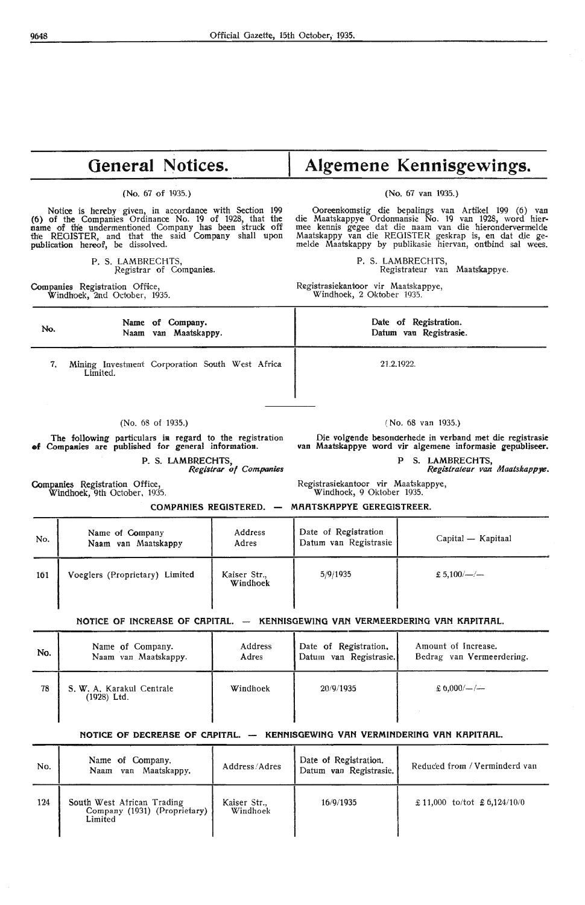# General Notices.

# Algemene Kennisgewings.

(No. 67 of 1935.)

Notice is hereby given, in accordance with Section 199 (6) of the Companies Ordinance No. 19 of 1928, that the name of the undermentioned Company has been struck off the REGISTER, and that the said Company shall upon publication hereof, be dissolved.

P. S. LAMBRECHTS,
Registrar of Companies.

Companies Registration Office,
Windhoek, 2nd October, 1935.

(No. 67 van 1935.)

Ooreenkomstig die bepalings van Artikel 199 (6) van die Maatskappye Ordonnansie No. 19 van 1928, word hiermee kennis gegee dat die naam van die hierondervermelde Maatskappy van die REGISTER geskrap is, en dat die gemelde Maatskappy by publikasie hiervan, ontbind sal wees.

P. S. LAMBRECHTS,
Registrateur van Maatskappye.

Registrasiekantoor vir Maatskappye,
Windhoek, 2 Oktober 1935.

| No. | Name of Company. Naam van Maatskappy. | Date of Registration. Datum van Registrasie. |
|---|---|---|
| 7. | Mining Investment Corporation South West Africa Limited. | 21.2.1922. |

(No. 68 of 1935.)

**The following particulars in regard to the registration of Companies are published for general information.**

P. S. LAMBRECHTS,
*Registrar of Companies*

Companies Registration Office,
Windhoek, 9th October, 1935.

(No. 68 van 1935.)

**Die volgende besonderhede in verband met die registrasie van Maatskappye word vir algemene informasie gepubliseer.**

P. S. LAMBRECHTS,
*Registrateur van Maatskappye.*

Registrasiekantoor vir Maatskappye,
Windhoek, 9 Oktober 1935.

**COMPANIES REGISTERED. — MAATSKAPPYE GEREGISTREER.**

| No. | Name of Company Naam van Maatskappy | Address Adres | Date of Registration Datum van Registrasie | Capital — Kapitaal |
|---|---|---|---|---|
| 161 | Voeglers (Proprietary) Limited | Kaiser Str., Windhoek | 5/9/1935 | £ 5,100/—/— |

**NOTICE OF INCREASE OF CAPITAL. — KENNISGEWING VAN VERMEERDERING VAN KAPITAAL.**

| No. | Name of Company. Naam van Maatskappy. | Address Adres | Date of Registration. Datum van Registrasie. | Amount of Increase. Bedrag van Vermeerdering. |
|---|---|---|---|---|
| 78 | S. W. A. Karakul Centrale (1928) Ltd. | Windhoek | 20/9/1935 | £ 6,000/—/— |

**NOTICE OF DECREASE OF CAPITAL. — KENNISGEWING VAN VERMINDERING VAN KAPITAAL.**

| No. | Name of Company. Naam van Maatskappy. | Address/Adres | Date of Registration. Datum van Registrasie. | Reduced from / Verminderd van |
|---|---|---|---|---|
| 124 | South West African Trading Company (1931) (Proprietary) Limited | Kaiser Str., Windhoek | 16/9/1935 | £ 11,000 to/tot £ 6,124/10/0 |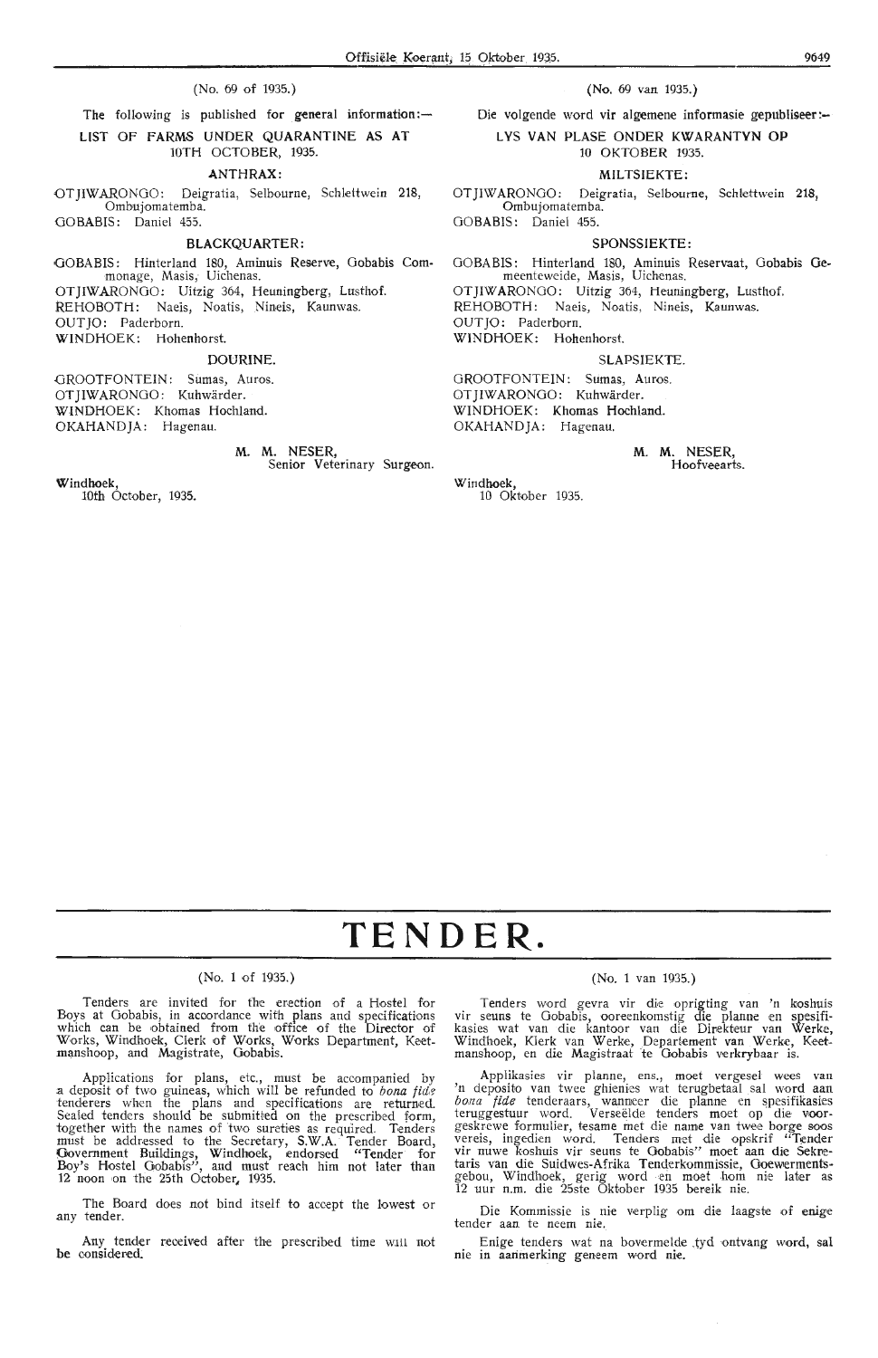(No. 69 of 1935.)

The following is published for general information:—

LIST OF FARMS UNDER QUARANTINE AS AT 10TH OCTOBER, 1935.

ANTHRAX:

OTJIWARONGO: Deigratia, Selbourne, Schlettwein 218, Ombujomatemba.
GOBABIS: Daniel 455.

BLACKQUARTER:

GOBABIS: Hinterland 180, Aminuis Reserve, Gobabis Commonage, Masis, Uichenas.
OTJIWARONGO: Uitzig 364, Heuningberg, Lusthof.
REHOBOTH: Naeis, Noatis, Nineis, Kaunwas.
OUTJO: Paderborn.
WINDHOEK: Hohenhorst.

DOURINE.

GROOTFONTEIN: Sumas, Auros.
OTJIWARONGO: Kuhwärder.
WINDHOEK: Khomas Hochland.
OKAHANDJA: Hagenau.

M. M. NESER,
Senior Veterinary Surgeon.

Windhoek,
10th October, 1935.

(No. 69 van 1935.)

Die volgende word vir algemene informasie gepubliseer:—

LYS VAN PLASE ONDER KWARANTYN OP 10 OKTOBER 1935.

MILTSIEKTE:

OTJIWARONGO: Deigratia, Selbourne, Schlettwein 218, Ombujomatemba.
GOBABIS: Daniel 455.

SPONSSIEKTE:

GOBABIS: Hinterland 180, Aminuis Reservaat, Gobabis Gemeenteweide, Masis, Uichenas.
OTJIWARONGO: Uitzig 364, Heuningberg, Lusthof.
REHOBOTH: Naeis, Noatis, Nineis, Kaunwas.
OUTJO: Paderborn.
WINDHOEK: Hohenhorst.

SLAPSIEKTE.

GROOTFONTEIN: Sumas, Auros.
OTJIWARONGO: Kuhwärder.
WINDHOEK: Khomas Hochland.
OKAHANDJA: Hagenau.

M. M. NESER,
Hoofveearts.

Windhoek,
10 Oktober 1935.

# TENDER.

(No. 1 of 1935.)

Tenders are invited for the erection of a Hostel for Boys at Gobabis, in accordance with plans and specifications which can be obtained from the office of the Director of Works, Windhoek, Clerk of Works, Works Department, Keetmanshoop, and Magistrate, Gobabis.

Applications for plans, etc., must be accompanied by a deposit of two guineas, which will be refunded to *bona fide* tenderers when the plans and specifications are returned. Sealed tenders should be submitted on the prescribed form, together with the names of two sureties as required. Tenders must be addressed to the Secretary, S.W.A. Tender Board, Government Buildings, Windhoek, endorsed "Tender for Boy's Hostel Gobabis", and must reach him not later than 12 noon on the 25th October, 1935.

The Board does not bind itself to accept the lowest or any tender.

Any tender received after the prescribed time will not be considered.

(No. 1 van 1935.)

Tenders word gevra vir die oprigting van 'n koshuis vir seuns te Gobabis, ooreenkomstig die planne en spesifikasies wat van die kantoor van die Direkteur van Werke, Windhoek, Klerk van Werke, Departement van Werke, Keetmanshoop, en die Magistraat te Gobabis verkrybaar is.

Applikasies vir planne, ens., moet vergesel wees van 'n deposito van twee ghienies wat terugbetaal sal word aan *bona fide* tenderaars, wanneer die planne en spesifikasies teruggestuur word. Verseëlde tenders moet op die voorgeskrewe formulier, tesame met die name van twee borge soos vereis, ingedien word. Tenders met die opskrif "Tender vir nuwe koshuis vir seuns te Gobabis" moet aan die Sekretaris van die Suidwes-Afrika Tenderkommissie, Goewermentsgebou, Windhoek, gerig word en moet hom nie later as 12 uur n.m. die 25ste Oktober 1935 bereik nie.

Die Kommissie is nie verplig om die laagste of enige tender aan te neem nie.

Enige tenders wat na bovermelde tyd ontvang word, sal nie in aanmerking geneem word nie.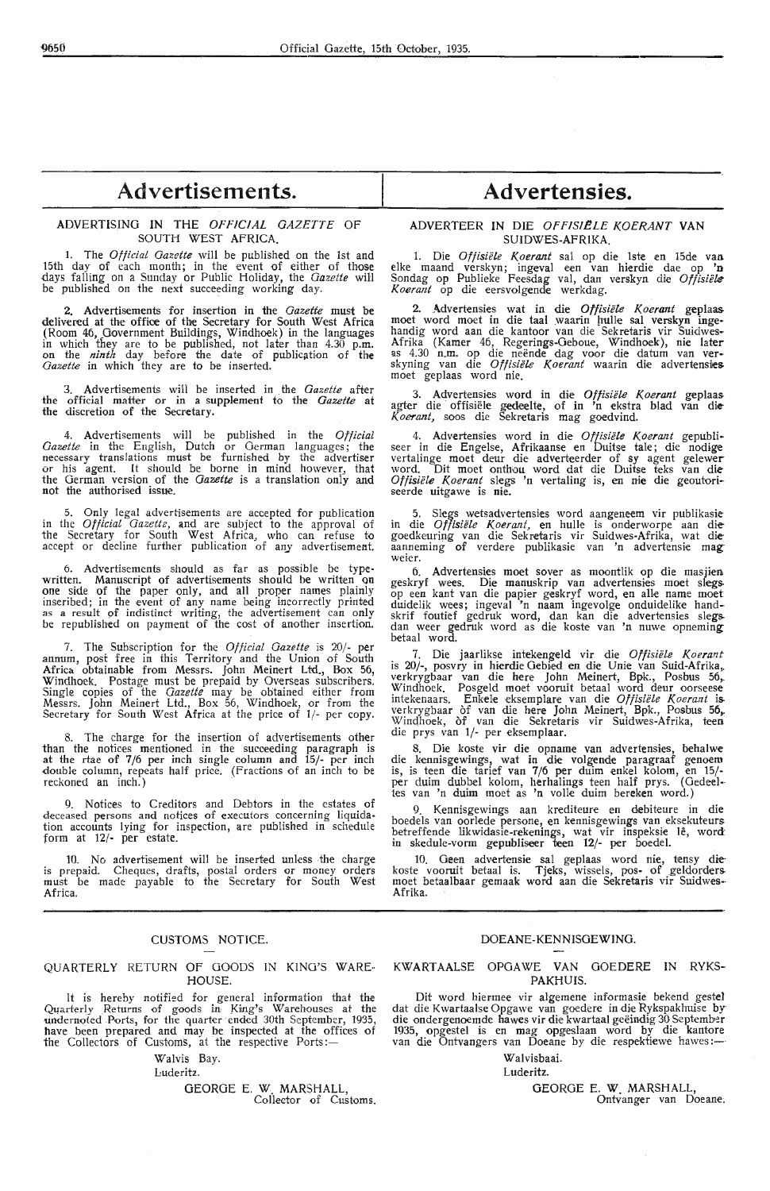# Advertisements.

## ADVERTISING IN THE *OFFICIAL GAZETTE* OF SOUTH WEST AFRICA.

1. The *Official Gazette* will be published on the 1st and 15th day of each month; in the event of either of those days falling on a Sunday or Public Holiday, the *Gazette* will be published on the next succeeding working day.

2. Advertisements for insertion in the *Gazette* must be delivered at the office of the Secretary for South West Africa (Room 46, Government Buildings, Windhoek) in the languages in which they are to be published, not later than 4.30 p.m. on the *ninth* day before the date of publication of the *Gazette* in which they are to be inserted.

3. Advertisements will be inserted in the *Gazette* after the official matter or in a supplement to the *Gazette* at the discretion of the Secretary.

4. Advertisements will be published in the *Official Gazette* in the English, Dutch or German languages; the necessary translations must be furnished by the advertiser or his agent. It should be borne in mind however, that the German version of the *Gazette* is a translation only and not the authorised issue.

5. Only legal advertisements are accepted for publication in the *Official Gazette*, and are subject to the approval of the Secretary for South West Africa, who can refuse to accept or decline further publication of any advertisement.

6. Advertisements should as far as possible be typewritten. Manuscript of advertisements should be written on one side of the paper only, and all proper names plainly inscribed; in the event of any name being incorrectly printed as a result of indistinct writing, the advertisement can only be republished on payment of the cost of another insertion.

7. The Subscription for the *Official Gazette* is 20/- per annum, post free in this Territory and the Union of South Africa obtainable from Messrs. John Meinert Ltd., Box 56, Windhoek. Postage must be prepaid by Overseas subscribers. Single copies of the *Gazette* may be obtained either from Messrs. John Meinert Ltd., Box 56, Windhoek, or from the Secretary for South West Africa at the price of 1/- per copy.

8. The charge for the insertion of advertisements other than the notices mentioned in the succeeding paragraph is at the rtae of 7/6 per inch single column and 15/- per inch double column, repeats half price. (Fractions of an inch to be reckoned an inch.)

9. Notices to Creditors and Debtors in the estates of deceased persons and notices of executors concerning liquidation accounts lying for inspection, are published in schedule form at 12/- per estate.

10. No advertisement will be inserted unless the charge is prepaid. Cheques, drafts, postal orders or money orders must be made payable to the Secretary for South West Africa.

# Advertensies.

## ADVERTEER IN DIE *OFFISIëLE KOERANT* VAN SUIDWES-AFRIKA.

1. Die *Offisiële Koerant* sal op die 1ste en 15de van elke maand verskyn; ingeval een van hierdie dae op 'n Sondag op Publieke Feesdag val, dan verskyn die *Offisiële Koerant* op die eersvolgende werkdag.

2. Advertensies wat in die *Offisiële Koerant* geplaas moet word moet in die taal waarin hulle sal verskyn ingehandig word aan die kantoor van die Sekretaris vir Suidwes-Afrika (Kamer 46, Regerings-Geboue, Windhoek), nie later as 4.30 n.m. op die neënde dag voor die datum van verskyning van die *Offisiële Koerant* waarin die advertensies moet geplaas word nie.

3. Advertensies word in die *Offisiële Koerant* geplaas agter die offisiële gedeelte, of in 'n ekstra blad van die *Koerant*, soos die Sekretaris mag goedvind.

4. Advertensies word in die *Offisiële Koerant* gepubliseer in die Engelse, Afrikaanse en Duitse tale; die nodige vertalinge moet deur die adverteerder of sy agent gelewer word. Dit moet onthou word dat die Duitse teks van die *Offisiële Koerant* slegs 'n vertaling is, en nie die geoutoriseerde uitgawe is nie.

5. Slegs wetsadvertensies word aangeneem vir publikasie in die *Offisiële Koerant*, en hulle is onderworpe aan die goedkeuring van die Sekretaris vir Suidwes-Afrika, wat die aanneming of verdere publikasie van 'n advertensie mag weier.

6. Advertensies moet sover as moontlik op die masjien geskryf wees. Die manuskrip van advertensies moet slegs op een kant van die papier geskryf word, en alle name moet duidelik wees; ingeval 'n naam ingevolge onduidelike handskrif foutief gedruk word, dan kan die advertensies slegs dan weer gedruk word as die koste van 'n nuwe opneming betaal word.

7. Die jaarlikse intekengeld vir die *Offisiële Koerant* is 20/-, posvry in hierdie Gebied en die Unie van Suid-Afrika, verkrygbaar van die here John Meinert, Bpk., Posbus 56, Windhoek. Posgeld moet vooruit betaal word deur oorseese intekenaars. Enkele eksemplare van die *Offisiële Koerant* is verkrygbaar òf van die here John Meinert, Bpk., Posbus 56, Windhoek, òf van die Sekretaris vir Suidwes-Afrika, teen die prys van 1/- per eksemplaar.

8. Die koste vir die opname van advertensies, behalwe die kennisgewings, wat in die volgende paragraaf genoem is, is teen die tarief van 7/6 per duim enkel kolom, en 15/- per duim dubbel kolom, herhalings teen half prys. (Gedeeltes van 'n duim moet as 'n volle duim bereken word.)

9. Kennisgewings aan krediteure en debiteure in die boedels van oorlede persone, en kennisgewings van eksekuteurs betreffende likwidasie-rekenings, wat vir inspeksie lê, word in skedule-vorm gepubliseer teen 12/- per boedel.

10. Geen advertensie sal geplaas word nie, tensy die koste vooruit betaal is. Tjeks, wissels, pos- of geldorders moet betaalbaar gemaak word aan die Sekretaris vir Suidwes-Afrika.

## CUSTOMS NOTICE.

### QUARTERLY RETURN OF GOODS IN KING'S WAREHOUSE.

It is hereby notified for general information that the Quarterly Returns of goods in King's Warehouses at the undernoted Ports, for the quarter ended 30th September, 1935, have been prepared and may be inspected at the offices of the Collectors of Customs, at the respective Ports:—

Walvis Bay.
Luderitz.

GEORGE E. W. MARSHALL,
Collector of Customs.

## DOEANE-KENNISGEWING.

### KWARTAALSE OPGAWE VAN GOEDERE IN RYKSPAKHUIS.

Dit word hiermee vir algemene informasie bekend gestel dat die Kwartaalse Opgawe van goedere in die Rykspakhuise by die ondergenoemde hawes vir die kwartaal geëindig 30 September 1935, opgestel is en mag opgeslaan word by die kantore van die Ontvangers van Doeane by die respektiewe hawes:—

Walvisbaai.
Luderitz.

GEORGE E. W. MARSHALL,
Ontvanger van Doeane.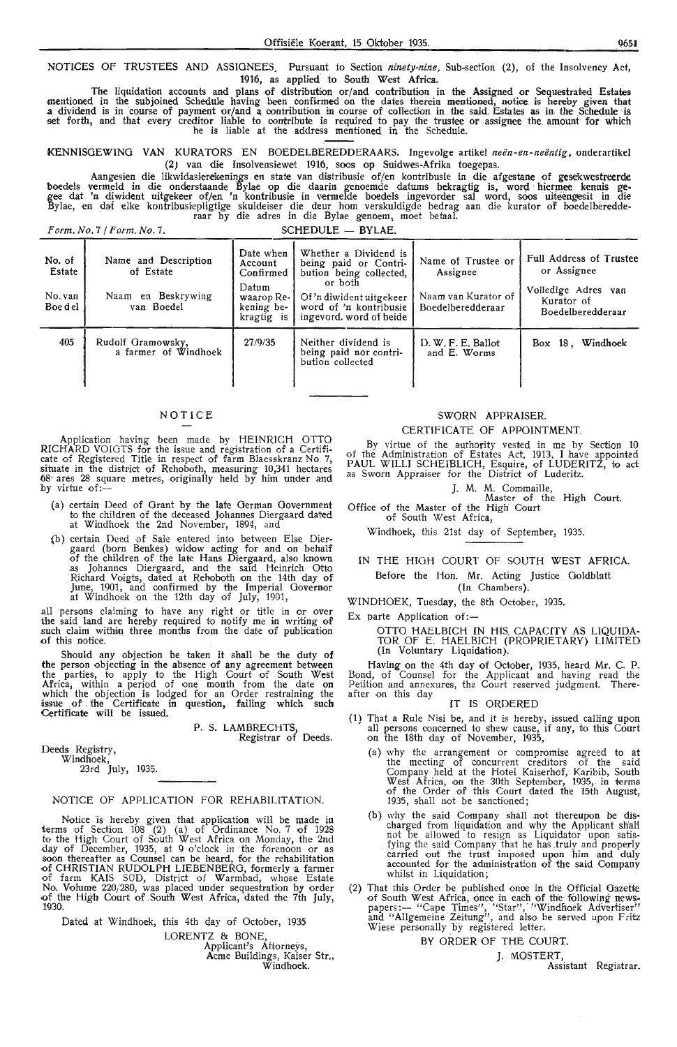NOTICES OF TRUSTEES AND ASSIGNEES. Pursuant to Section *ninety-nine*, Sub-section (2), of the Insolvency Act, 1916, as applied to South West Africa.

The liquidation accounts and plans of distribution or/and contribution in the Assigned or Sequestrated Estates mentioned in the subjoined Schedule having been confirmed on the dates therein mentioned, notice is hereby given that a dividend is in course of payment or/and a contribution in course of collection in the said Estates as in the Schedule is set forth, and that every creditor liable to contribute is required to pay the trustee or assignee the amount for which he is liable at the address mentioned in the Schedule.

KENNISGEWING VAN KURATORS EN BOEDELBEREDDERAARS. Ingevolge artikel *neën-en-neëntig*, onderartikel (2) van die Insolvensiewet 1916, soos op Suidwes-Afrika toegepas.

Aangesien die likwidasierekenings en state van distribusie of/en kontribusie in die afgestane of gesekwestreerde boedels vermeld in die onderstaande Bylae op die daarin genoemde datums bekragtig is, word hiermee kennis gegee dat 'n diwident uitgekeer of/en 'n kontribusie in vermelde boedels ingevorder sal word, soos uiteengesit in die Bylae, en dat elke kontribusiepligtige skuldeiser die deur hom verskuldigde bedrag aan die kurator of boedelberedderaar by die adres in die Bylae genoem, moet betaal.

*Form. No. 7 / Form. No. 7.* SCHEDULE — BYLAE.

| No. of Estate / No. van Boedel | Name and Description of Estate / Naam en Beskrywing van Boedel | Date when Account Confirmed / Datum waarop Rekening bekragtig is | Whether a Dividend is being paid or Contribution being collected, or both / Of 'n diwident uitgekeer word of 'n kontribusie ingevord. word of beide | Name of Trustee or Assignee / Naam van Kurator of Boedelberedderaar | Full Address of Trustee or Assignee / Volledige Adres van Kurator of Boedelberedderaar |
|---|---|---|---|---|---|
| 405 | Rudolf Gramowsky, a farmer of Windhoek | 27/9/35 | Neither dividend is being paid nor contribution collected | D. W. F. E. Ballot and E. Worms | Box 18, Windhoek |

## NOTICE

Application having been made by HEINRICH OTTO RICHARD VOIGTS for the issue and registration of a Certificate of Registered Title in respect of farm Blaesskranz No. 7, situate in the district of Rehoboth, measuring 10,341 hectares 68 ares 28 square metres, originally held by him under and by virtue of:—

(a) certain Deed of Grant by the late German Government to the children of the deceased Johannes Diergaard dated at Windhoek the 2nd November, 1894, and

(b) certain Deed of Sale entered into between Else Diergaard (born Beukes) widow acting for and on behalf of the children of the late Hans Diergaard, also known as Johannes Diergaard, and the said Heinrich Otto Richard Voigts, dated at Rehoboth on the 14th day of June, 1901, and confirmed by the Imperial Governor at Windhoek on the 12th day of July, 1901,

all persons claiming to have any right or title in or over the said land are hereby required to notify me in writing of such claim within three months from the date of publication of this notice.

Should any objection be taken it shall be the duty of the person objecting in the absence of any agreement between the parties, to apply to the High Court of South West Africa, within a period of one month from the date on which the objection is lodged for an Order restraining the issue of the Certificate in question, failing which such Certificate will be issued.

P. S. LAMBRECHTS,
Registrar of Deeds.

Deeds Registry,
Windhoek,
23rd July, 1935.

## NOTICE OF APPLICATION FOR REHABILITATION.

Notice is hereby given that application will be made in terms of Section 108 (2) (a) of Ordinance No. 7 of 1928 to the High Court of South West Africa on Monday, the 2nd day of December, 1935, at 9 o'clock in the forenoon or as soon thereafter as Counsel can be heard, for the rehabilitation of CHRISTIAN RUDOLPH LIEBENBERG, formerly a farmer of farm KAIS SÜD, District of Warmbad, whose Estate No. Volume 220/280, was placed under sequestration by order of the High Court of South West Africa, dated the 7th July, 1930.

Dated at Windhoek, this 4th day of October, 1935

LORENTZ & BONE,
Applicant's Attorneys,
Acme Buildings, Kaiser Str.,
Windhoek.

## SWORN APPRAISER.

### CERTIFICATE OF APPOINTMENT.

By virtue of the authority vested in me by Section 10 of the Administration of Estates Act, 1913, I have appointed PAUL WILLI SCHEIBLICH, Esquire, of LUDERITZ, to act as Sworn Appraiser for the District of Luderitz.

J. M. M. Commaille,
Master of the High Court.

Office of the Master of the High Court
of South West Africa,

Windhoek, this 21st day of September, 1935.

## IN THE HIGH COURT OF SOUTH WEST AFRICA.

Before the Hon. Mr. Acting Justice Goldblatt
(In Chambers).

WINDHOEK, Tuesday, the 8th October, 1935.

Ex parte Application of:—

OTTO HAELBICH IN HIS CAPACITY AS LIQUIDATOR OF E. HAELBICH (PROPRIETARY) LIMITED (In Voluntary Liquidation).

Having on the 4th day of October, 1935, heard Mr. C. P. Bond, of Counsel for the Applicant and having read the Petition and annexures, the Court reserved judgment. Thereafter on this day

IT IS ORDERED

(1) That a Rule Nisi be, and it is hereby, issued calling upon all persons concerned to shew cause, if any, to this Court on the 18th day of November, 1935,

(a) why the arrangement or compromise agreed to at the meeting of concurrent creditors of the said Company held at the Hotel Kaiserhof, Karibib, South West Africa, on the 30th September, 1935, in terms of the Order of this Court dated the 15th August, 1935, shall not be sanctioned;

(b) why the said Company shall not thereupon be discharged from liquidation and why the Applicant shall not be allowed to resign as Liquidator upon satisfying the said Company that he has truly and properly carried out the trust imposed upon him and duly accounted for the administration of the said Company whilst in Liquidation;

(2) That this Order be published once in the Official Gazette of South West Africa, once in each of the following newspapers:— "Cape Times", "Star", "Windhoek Advertiser" and "Allgemeine Zeitung", and also be served upon Fritz Wiese personally by registered letter.

BY ORDER OF THE COURT.

J. MOSTERT,
Assistant Registrar.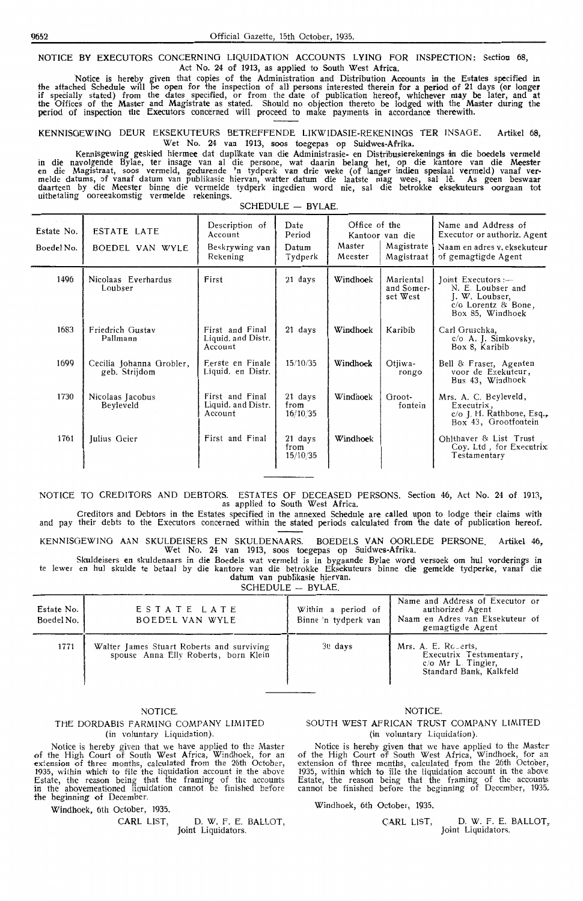NOTICE BY EXECUTORS CONCERNING LIQUIDATION ACCOUNTS LYING FOR INSPECTION: Section 68, Act No. 24 of 1913, as applied to South West Africa.

Notice is hereby given that copies of the Administration and Distribution Accounts in the Estates specified in the attached Schedule will be open for the inspection of all persons interested therein for a period of 21 days (or longer if specially stated) from the dates specified, or from the date of publication hereof, whichever may be later, and at the Offices of the Master and Magistrate as stated. Should no objection thereto be lodged with the Master during the period of inspection the Executors concerned will proceed to make payments in accordance therewith.

KENNISGEWING DEUR EKSEKUTEURS BETREFFENDE LIKWIDASIE-REKENINGS TER INSAGE. Artikel 68, Wet No. 24 van 1913, soos toegepas op Suidwes-Afrika.

Kennisgewing geskied hiermee dat duplikate van die Administrasie- en Distribusierekenings in die boedels vermeld in die navolgende Bylae, ter insage van al die persone, wat daarin belang het, op die kantore van die Meester en die Magistraat, soos vermeld, gedurende 'n tydperk van drie weke (of langer indien spesiaal vermeld) vanaf vermelde datums, of vanaf datum van publikasie hiervan, watter datum die laatste mag wees, sal lê. As geen beswaar daarteen by die Meester binne die vermelde tydperk ingedien word nie, sal die betrokke eksekuteurs oorgaan tot uitbetaling ooreenkomstig vermelde rekenings.

SCHEDULE — BYLAE.

| Estate No. / Boedel No. | ESTATE LATE / BOEDEL VAN WYLE | Description of Account / Beskrywing van Rekening | Date Period / Datum Tydperk | Office of the / Kantoor van die: Master / Meester | Magistrate / Magistraat | Name and Address of Executor or authoriz. Agent / Naam en adres v. eksekuteur of gemagtigde Agent |
|---|---|---|---|---|---|---|
| 1496 | Nicolaas Everhardus Loubser | First | 21 days | Windhoek | Mariental and Somerset West | Joint Executors:— N. E. Loubser and J. W. Loubser, c/o Lorentz & Bone, Box 85, Windhoek |
| 1683 | Friedrich Gustav Pallmann | First and Final Liquid. and Distr. Account | 21 days | Windhoek | Karibib | Carl Gruschka, c/o A. J. Simkovsky, Box 8, Karibib |
| 1699 | Cecilia Johanna Grobler, geb. Strijdom | Eerste en Finale Liquid. en Distr. | 15/10/35 | Windhoek | Otjiwarongo | Bell & Fraser, Agenten voor de Exekuteur, Bus 43, Windhoek |
| 1730 | Nicolaas Jacobus Beyleveld | First and Final Liquid. and Distr. Account | 21 days from 16/10/35 | Windhoek | Grootfontein | Mrs. A. C. Beyleveld, Executrix, c/o J. H. Rathbone, Esq., Box 43, Grootfontein |
| 1761 | Julius Geier | First and Final | 21 days from 15/10/35 | Windhoek | | Ohlthaver & List Trust Coy. Ltd., for Executrix Testamentary |

NOTICE TO CREDITORS AND DEBTORS. ESTATES OF DECEASED PERSONS. Section 46, Act No. 24 of 1913, as applied to South West Africa.

Creditors and Debtors in the Estates specified in the annexed Schedule are called upon to lodge their claims with and pay their debts to the Executors concerned within the stated periods calculated from the date of publication hereof.

KENNISGEWING AAN SKULDEISERS EN SKULDENAARS. BOEDELS VAN OORLEDE PERSONE. Artikel 46, Wet No. 24 van 1913, soos toegepas op Suidwes-Afrika.

Skuldeisers en skuldenaars in die Boedels wat vermeld is in bygaande Bylae word versoek om hul vorderings in te lewer en hul skulde te betaal by die kantore van die betrokke Eksekuteurs binne die gemelde tydperke, vanaf die datum van publikasie hiervan.

SCHEDULE — BYLAE.

| Estate No. / Boedel No. | ESTATE LATE / BOEDEL VAN WYLE | Within a period of / Binne 'n tydperk van | Name and Address of Executor or authorized Agent / Naam en Adres van Eksekuteur of gemagtigde Agent |
|---|---|---|---|
| 1771 | Walter James Stuart Roberts and surviving spouse Anna Elly Roberts, born Klein | 30 days | Mrs. A. E. Roberts, Executrix Testamentary, c/o Mr. L. Tingier, Standard Bank, Kalkfeld |

## NOTICE.

### THE DORDABIS FARMING COMPANY LIMITED (in voluntary Liquidation).

Notice is hereby given that we have applied to the Master of the High Court of South West Africa, Windhoek, for an extension of three months, calculated from the 26th October, 1935, within which to file the liquidation account in the above Estate, the reason being that the framing of the accounts in the abovementioned liquidation cannot be finished before the beginning of December.

Windhoek, 6th October, 1935.

CARL LIST, D. W. F. E. BALLOT, Joint Liquidators.

## NOTICE.

### SOUTH WEST AFRICAN TRUST COMPANY LIMITED (in voluntary Liquidation).

Notice is hereby given that we have applied to the Master of the High Court of South West Africa, Windhoek, for an extension of three months, calculated from the 26th October, 1935, within which to file the liquidation account in the above Estate, the reason being that the framing of the accounts cannot be finished before the beginning of December, 1935.

Windhoek, 6th October, 1935.

CARL LIST, D. W. F. E. BALLOT, Joint Liquidators.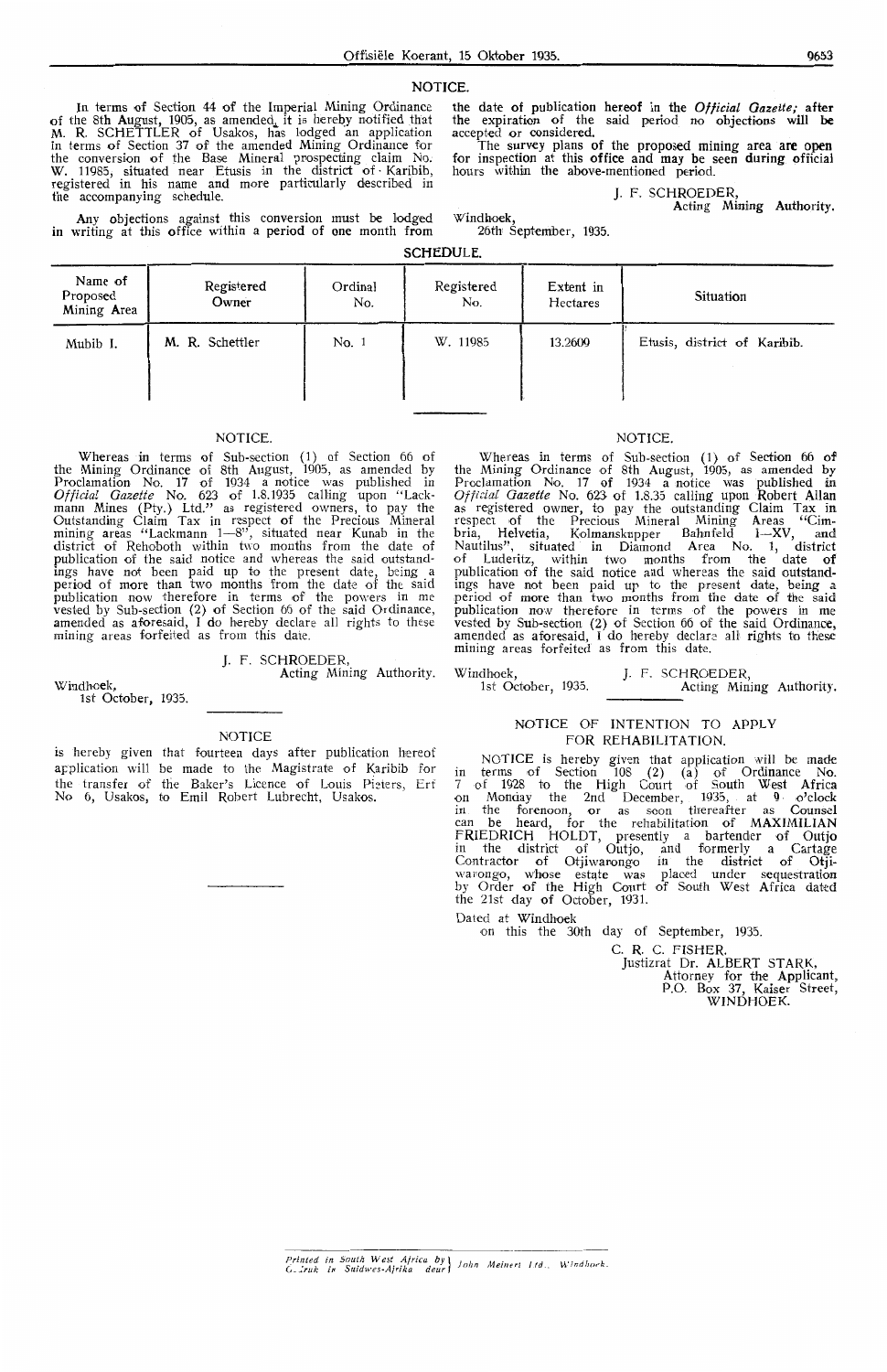## NOTICE.

In terms of Section 44 of the Imperial Mining Ordinance of the 8th August, 1905, as amended, it is hereby notified that M. R. SCHETTLER of Usakos, has lodged an application in terms of Section 37 of the amended Mining Ordinance for the conversion of the Base Mineral prospecting claim No. W. 11985, situated near Etusis in the district of Karibib, registered in his name and more particularly described in the accompanying schedule.

Any objections against this conversion must be lodged in writing at this office within a period of one month from the date of publication hereof in the *Official Gazette;* after the expiration of the said period no objections will be accepted or considered.

The survey plans of the proposed mining area are open for inspection at this office and may be seen during official hours within the above-mentioned period.

J. F. SCHROEDER,
Acting Mining Authority.

Windhoek,
26th September, 1935.

### SCHEDULE.

| Name of Proposed Mining Area | Registered Owner | Ordinal No. | Registered No. | Extent in Hectares | Situation |
|---|---|---|---|---|---|
| Mubib I. | M. R. Schettler | No. 1 | W. 11985 | 13.2609 | Etusis, district of Karibib. |

---

## NOTICE.

Whereas in terms of Sub-section (1) of Section 66 of the Mining Ordinance of 8th August, 1905, as amended by Proclamation No. 17 of 1934 a notice was published in *Official Gazette* No. 623 of 1.8.1935 calling upon "Lackmann Mines (Pty.) Ltd." as registered owners, to pay the Outstanding Claim Tax in respect of the Precious Mineral mining areas "Lackmann 1—8", situated near Kunab in the district of Rehoboth within two months from the date of publication of the said notice and whereas the said outstandings have not been paid up to the present date, being a period of more than two months from the date of the said publication now therefore in terms of the powers in me vested by Sub-section (2) of Section 66 of the said Ordinance, amended as aforesaid, I do hereby declare all rights to these mining areas forfeited as from this date.

J. F. SCHROEDER,
Acting Mining Authority.

Windhoek,
1st October, 1935.

---

## NOTICE

is hereby given that fourteen days after publication hereof application will be made to the Magistrate of Karibib for the transfer of the Baker's Licence of Louis Pieters, Erf No 6, Usakos, to Emil Robert Lubrecht, Usakos.

---

## NOTICE.

Whereas in terms of Sub-section (1) of Section 66 of the Mining Ordinance of 8th August, 1905, as amended by Proclamation No. 17 of 1934 a notice was published in *Official Gazette* No. 623 of 1.8.35 calling upon Robert Allan as registered owner, to pay the outstanding Claim Tax in respect of the Precious Mineral Mining Areas "Cimbria, Helvetia, Kolmanskupper Bahnfeld I—XV, and Nautilus", situated in Diamond Area No. 1, district of Luderitz, within two months from the date of publication of the said notice and whereas the said outstandings have not been paid up to the present date, being a period of more than two months from the date of the said publication now therefore in terms of the powers in me vested by Sub-section (2) of Section 66 of the said Ordinance, amended as aforesaid, I do hereby declare all rights to these mining areas forfeited as from this date.

Windhoek,
1st October, 1935.

J. F. SCHROEDER,
Acting Mining Authority.

---

## NOTICE OF INTENTION TO APPLY FOR REHABILITATION.

NOTICE is hereby given that application will be made in terms of Section 108 (2) (a) of Ordinance No. 7 of 1928 to the High Court of South West Africa on Monday the 2nd December, 1935, at 9 o'clock in the forenoon, or as soon thereafter as Counsel can be heard, for the rehabilitation of MAXIMILIAN FRIEDRICH HOLDT, presently a bartender of Outjo in the district of Outjo, and formerly a Cartage Contractor of Otjiwarongo in the district of Otjiwarongo, whose estate was placed under sequestration by Order of the High Court of South West Africa dated the 21st day of October, 1931.

Dated at Windhoek
on this the 30th day of September, 1935.

C. R. C. FISHER,
Justizrat Dr. ALBERT STARK,
Attorney for the Applicant,
P.O. Box 37, Kaiser Street,
WINDHOEK.

---

*Printed in South West Africa by / Gedruk in Suidwes-Afrika deur* John Meinert Ltd., Windhoek.